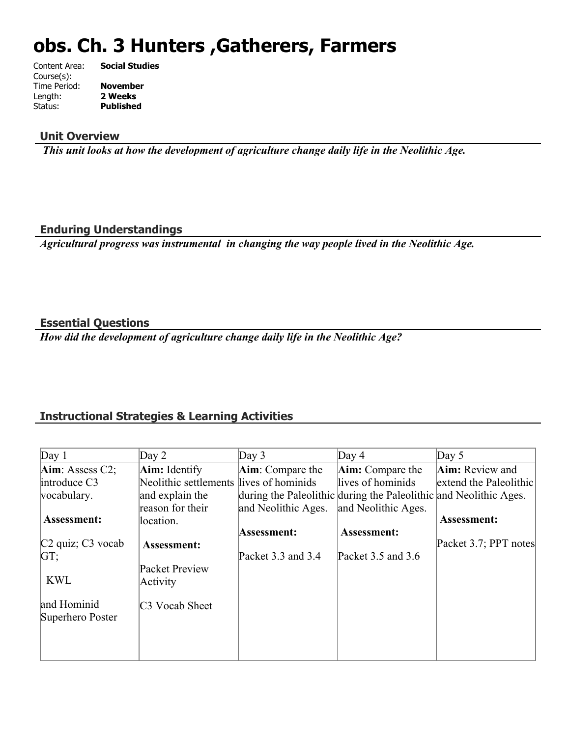# obs. Ch. 3 Hunters ,Gatherers, Farmers

Content Area: **Social Studies**
Course(s):
Time Period: **November**
Length: **2 Weeks**
Status: **Published**

## Unit Overview

***This unit looks at how the development of agriculture change daily life in the Neolithic Age.***

## Enduring Understandings

***Agricultural progress was instrumental in changing the way people lived in the Neolithic Age.***

## Essential Questions

***How did the development of agriculture change daily life in the Neolithic Age?***

## Instructional Strategies & Learning Activities

| Day 1 | Day 2 | Day 3 | Day 4 | Day 5 |
|---|---|---|---|---|
| **Aim**: Assess C2; introduce C3 vocabulary.<br><br>**Assessment:**<br><br>C2 quiz; C3 vocab GT;<br><br>KWL<br><br>and Hominid Superhero Poster | **Aim:** Identify Neolithic settlements and explain the reason for their location.<br><br>**Assessment:**<br><br>Packet Preview Activity<br><br>C3 Vocab Sheet | **Aim**: Compare the lives of hominids during the Paleolithic and Neolithic Ages.<br><br>**Assessment:**<br><br>Packet 3.3 and 3.4 | **Aim:** Compare the lives of hominids during the Paleolithic and Neolithic Ages.<br><br>**Assessment:**<br><br>Packet 3.5 and 3.6 | **Aim:** Review and extend the Paleolithic and Neolithic Ages.<br><br>**Assessment:**<br><br>Packet 3.7; PPT notes |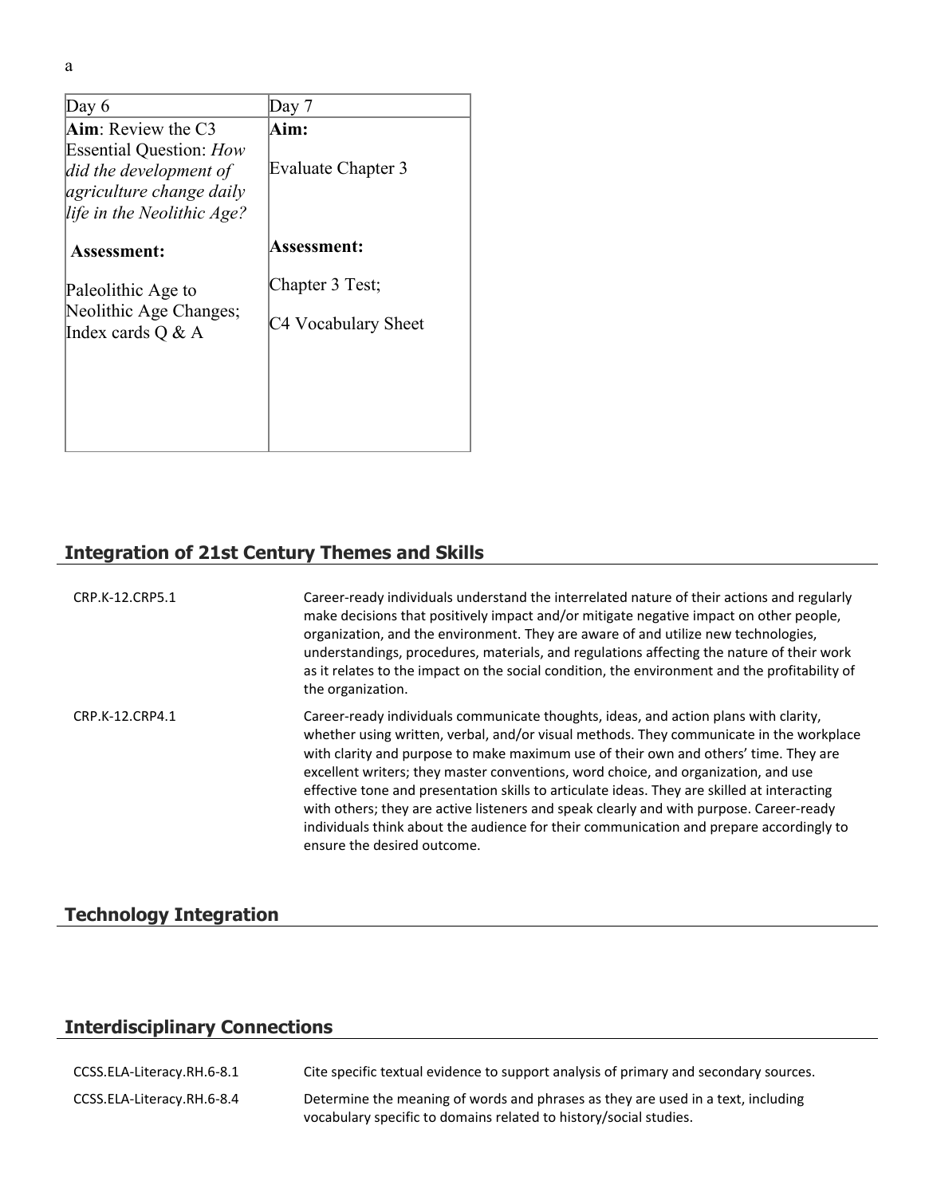a

| Day 6 | Day 7 |
|---|---|
| **Aim**: Review the C3 Essential Question: *How did the development of agriculture change daily life in the Neolithic Age?*<br><br>**Assessment:**<br><br>Paleolithic Age to Neolithic Age Changes; Index cards Q & A | **Aim:**<br><br>Evaluate Chapter 3<br><br>**Assessment:**<br><br>Chapter 3 Test;<br><br>C4 Vocabulary Sheet |

## Integration of 21st Century Themes and Skills

| | |
|---|---|
| CRP.K-12.CRP5.1 | Career-ready individuals understand the interrelated nature of their actions and regularly make decisions that positively impact and/or mitigate negative impact on other people, organization, and the environment. They are aware of and utilize new technologies, understandings, procedures, materials, and regulations affecting the nature of their work as it relates to the impact on the social condition, the environment and the profitability of the organization. |
| CRP.K-12.CRP4.1 | Career-ready individuals communicate thoughts, ideas, and action plans with clarity, whether using written, verbal, and/or visual methods. They communicate in the workplace with clarity and purpose to make maximum use of their own and others' time. They are excellent writers; they master conventions, word choice, and organization, and use effective tone and presentation skills to articulate ideas. They are skilled at interacting with others; they are active listeners and speak clearly and with purpose. Career-ready individuals think about the audience for their communication and prepare accordingly to ensure the desired outcome. |

## Technology Integration

## Interdisciplinary Connections

| | |
|---|---|
| CCSS.ELA-Literacy.RH.6-8.1 | Cite specific textual evidence to support analysis of primary and secondary sources. |
| CCSS.ELA-Literacy.RH.6-8.4 | Determine the meaning of words and phrases as they are used in a text, including vocabulary specific to domains related to history/social studies. |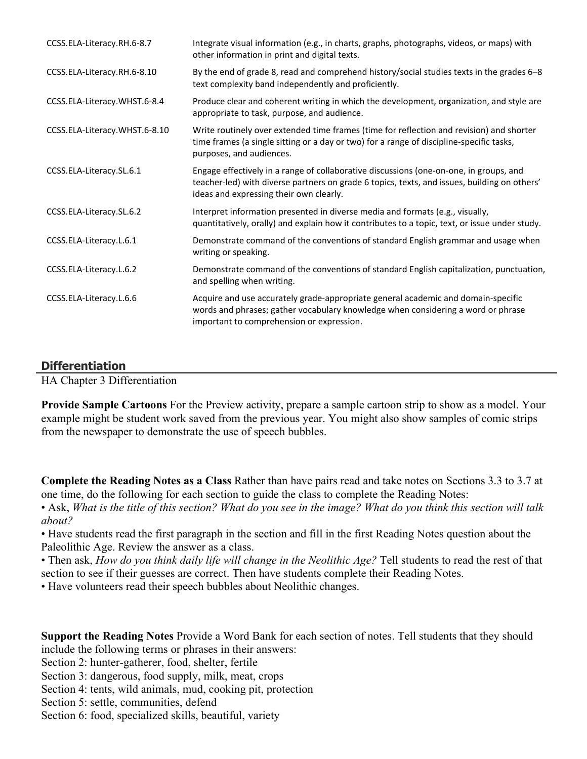| | |
|---|---|
| CCSS.ELA-Literacy.RH.6-8.7 | Integrate visual information (e.g., in charts, graphs, photographs, videos, or maps) with other information in print and digital texts. |
| CCSS.ELA-Literacy.RH.6-8.10 | By the end of grade 8, read and comprehend history/social studies texts in the grades 6–8 text complexity band independently and proficiently. |
| CCSS.ELA-Literacy.WHST.6-8.4 | Produce clear and coherent writing in which the development, organization, and style are appropriate to task, purpose, and audience. |
| CCSS.ELA-Literacy.WHST.6-8.10 | Write routinely over extended time frames (time for reflection and revision) and shorter time frames (a single sitting or a day or two) for a range of discipline-specific tasks, purposes, and audiences. |
| CCSS.ELA-Literacy.SL.6.1 | Engage effectively in a range of collaborative discussions (one-on-one, in groups, and teacher-led) with diverse partners on grade 6 topics, texts, and issues, building on others' ideas and expressing their own clearly. |
| CCSS.ELA-Literacy.SL.6.2 | Interpret information presented in diverse media and formats (e.g., visually, quantitatively, orally) and explain how it contributes to a topic, text, or issue under study. |
| CCSS.ELA-Literacy.L.6.1 | Demonstrate command of the conventions of standard English grammar and usage when writing or speaking. |
| CCSS.ELA-Literacy.L.6.2 | Demonstrate command of the conventions of standard English capitalization, punctuation, and spelling when writing. |
| CCSS.ELA-Literacy.L.6.6 | Acquire and use accurately grade-appropriate general academic and domain-specific words and phrases; gather vocabulary knowledge when considering a word or phrase important to comprehension or expression. |

## Differentiation

HA Chapter 3 Differentiation

**Provide Sample Cartoons** For the Preview activity, prepare a sample cartoon strip to show as a model. Your example might be student work saved from the previous year. You might also show samples of comic strips from the newspaper to demonstrate the use of speech bubbles.

**Complete the Reading Notes as a Class** Rather than have pairs read and take notes on Sections 3.3 to 3.7 at one time, do the following for each section to guide the class to complete the Reading Notes:

- Ask, *What is the title of this section? What do you see in the image? What do you think this section will talk about?*
- Have students read the first paragraph in the section and fill in the first Reading Notes question about the Paleolithic Age. Review the answer as a class.
- Then ask, *How do you think daily life will change in the Neolithic Age?* Tell students to read the rest of that section to see if their guesses are correct. Then have students complete their Reading Notes.
- Have volunteers read their speech bubbles about Neolithic changes.

**Support the Reading Notes** Provide a Word Bank for each section of notes. Tell students that they should include the following terms or phrases in their answers:

Section 2: hunter-gatherer, food, shelter, fertile
Section 3: dangerous, food supply, milk, meat, crops
Section 4: tents, wild animals, mud, cooking pit, protection
Section 5: settle, communities, defend
Section 6: food, specialized skills, beautiful, variety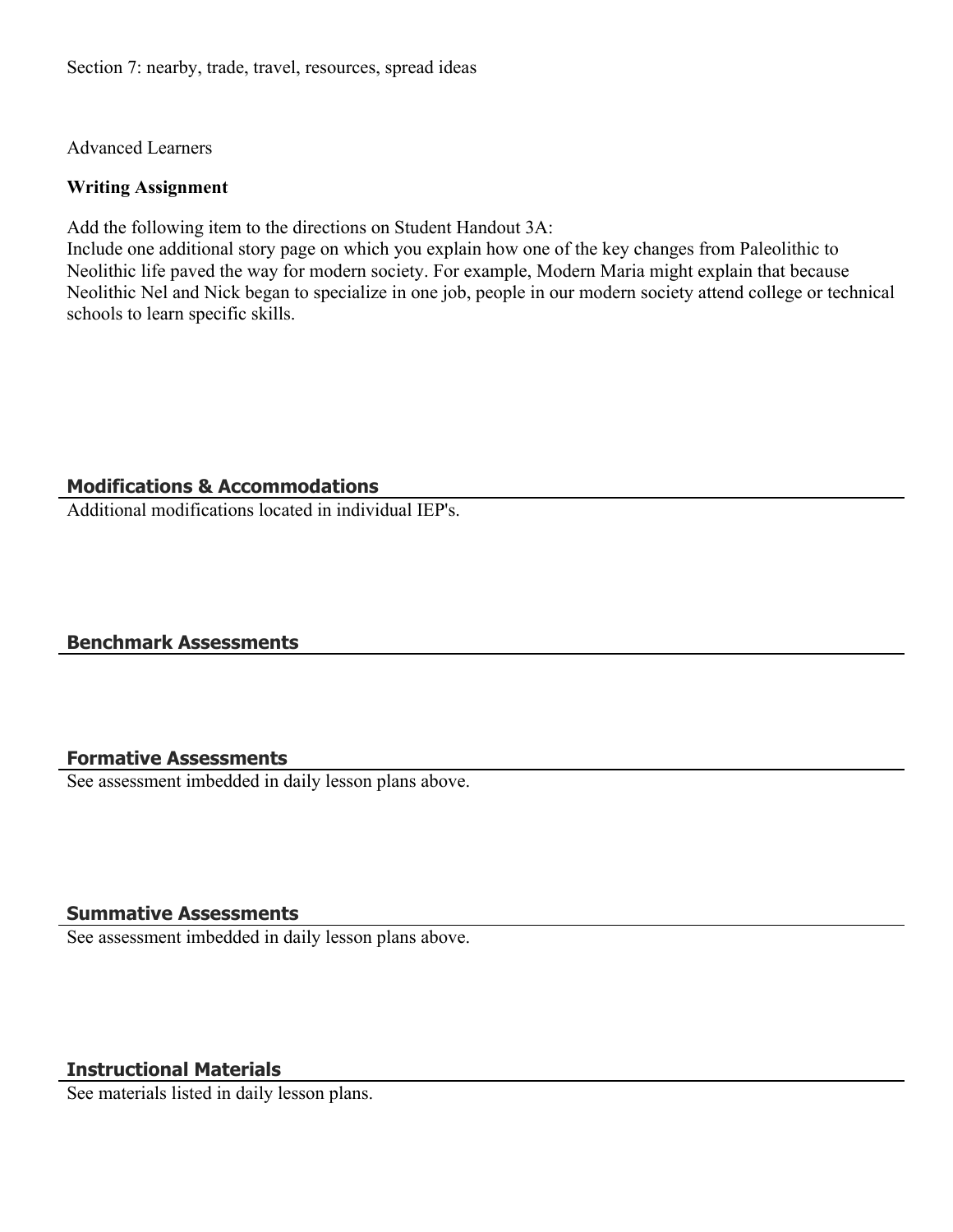Section 7: nearby, trade, travel, resources, spread ideas

Advanced Learners

**Writing Assignment**

Add the following item to the directions on Student Handout 3A:
Include one additional story page on which you explain how one of the key changes from Paleolithic to Neolithic life paved the way for modern society. For example, Modern Maria might explain that because Neolithic Nel and Nick began to specialize in one job, people in our modern society attend college or technical schools to learn specific skills.

## Modifications & Accommodations

Additional modifications located in individual IEP's.

## Benchmark Assessments

## Formative Assessments

See assessment imbedded in daily lesson plans above.

## Summative Assessments

See assessment imbedded in daily lesson plans above.

## Instructional Materials

See materials listed in daily lesson plans.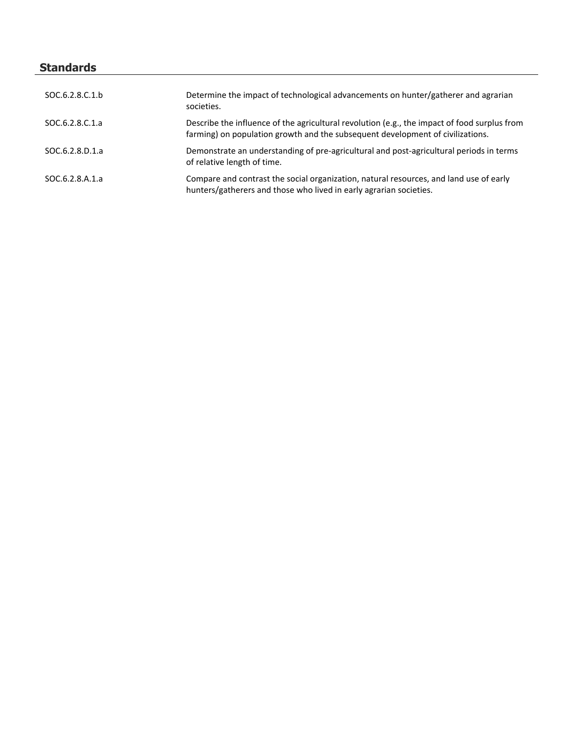## Standards

| | |
|---|---|
| SOC.6.2.8.C.1.b | Determine the impact of technological advancements on hunter/gatherer and agrarian societies. |
| SOC.6.2.8.C.1.a | Describe the influence of the agricultural revolution (e.g., the impact of food surplus from farming) on population growth and the subsequent development of civilizations. |
| SOC.6.2.8.D.1.a | Demonstrate an understanding of pre-agricultural and post-agricultural periods in terms of relative length of time. |
| SOC.6.2.8.A.1.a | Compare and contrast the social organization, natural resources, and land use of early hunters/gatherers and those who lived in early agrarian societies. |